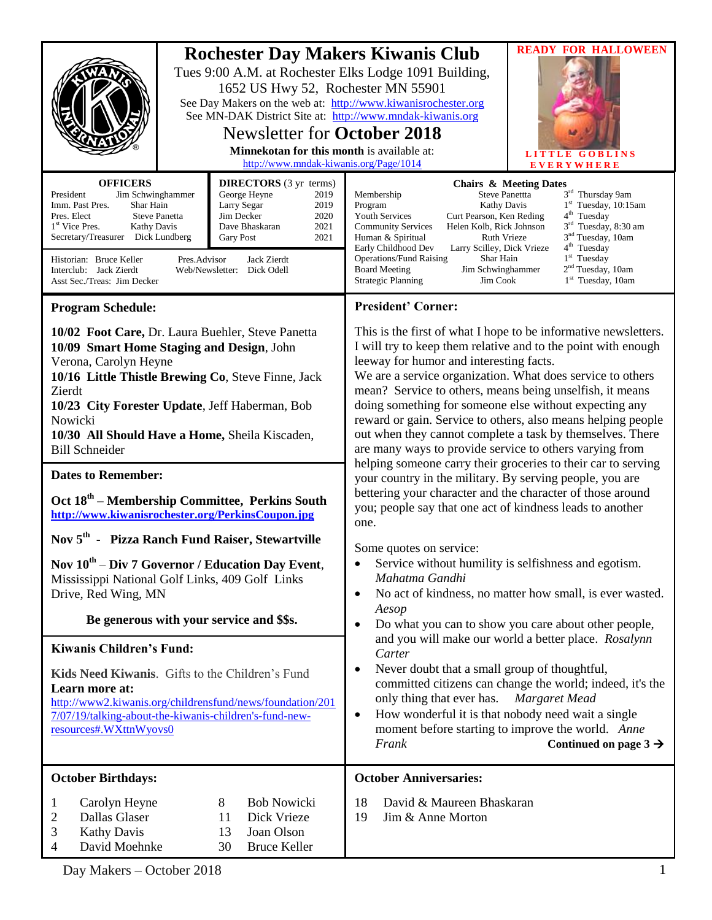# Rochester Day Makers Kiwanis Club

Tues 9:00 A.M. at Rochester Elks Lodge 1091 Building, 1652 US Hwy 52, Rochester MN 55901

See Day Makers on the web at: http://www.kiwanisrochester.org

See MN-DAK District Site at: http://www.mndak-kiwanis.org

## Newsletter for **October 2018**

**Minnekotan for this month** is available at: http://www.mndak-kiwanis.org/Page/1014

**READY FOR HALLOWEEN**

**LITTLE GOBLINS EVERYWHERE**

### OFFICERS

| | |
|---|---|
| President | Jim Schwinghammer |
| Imm. Past Pres. | Shar Hain |
| Pres. Elect | Steve Panetta |
| 1st Vice Pres. | Kathy Davis |
| Secretary/Treasurer | Dick Lundberg |

### DIRECTORS (3 yr terms)

| | |
|---|---|
| George Heyne | 2019 |
| Larry Segar | 2019 |
| Jim Decker | 2020 |
| Dave Bhaskaran | 2021 |
| Gary Post | 2021 |

Historian: Bruce Keller
Interclub: Jack Zierdt
Asst Sec./Treas: Jim Decker
Pres.Advisor: Jack Zierdt
Web/Newsletter: Dick Odell

### Chairs & Meeting Dates

| | | |
|---|---|---|
| Membership | Steve Panettta | 3rd Thursday 9am |
| Program | Kathy Davis | 1st Tuesday, 10:15am |
| Youth Services | Curt Pearson, Ken Reding | 4th Tuesday |
| Community Services | Helen Kolb, Rick Johnson | 3rd Tuesday, 8:30 am |
| Human & Spiritual | Ruth Vrieze | 3nd Tuesday, 10am |
| Early Childhood Dev | Larry Scilley, Dick Vrieze | 4th Tuesday |
| Operations/Fund Raising | Shar Hain | 1st Tuesday |
| Board Meeting | Jim Schwinghammer | 2nd Tuesday, 10am |
| Strategic Planning | Jim Cook | 1st Tuesday, 10am |

### Program Schedule:

**10/02 Foot Care,** Dr. Laura Buehler, Steve Panetta
**10/09 Smart Home Staging and Design**, John Verona, Carolyn Heyne
**10/16 Little Thistle Brewing Co**, Steve Finne, Jack Zierdt
**10/23 City Forester Update**, Jeff Haberman, Bob Nowicki
**10/30 All Should Have a Home,** Sheila Kiscaden, Bill Schneider

### Dates to Remember:

**Oct 18th – Membership Committee, Perkins South**
**http://www.kiwanisrochester.org/PerkinsCoupon.jpg**

**Nov 5th - Pizza Ranch Fund Raiser, Stewartville**

**Nov 10th – Div 7 Governor / Education Day Event**, Mississippi National Golf Links, 409 Golf Links Drive, Red Wing, MN

**Be generous with your service and $$s.**

### Kiwanis Children's Fund:

**Kids Need Kiwanis**. Gifts to the Children's Fund
**Learn more at:**
http://www2.kiwanis.org/childrensfund/news/foundation/2017/07/19/talking-about-the-kiwanis-children's-fund-new-resources#.WXttnWyovs0

### President' Corner:

This is the first of what I hope to be informative newsletters. I will try to keep them relative and to the point with enough leeway for humor and interesting facts.
We are a service organization. What does service to others mean? Service to others, means being unselfish, it means doing something for someone else without expecting any reward or gain. Service to others, also means helping people out when they cannot complete a task by themselves. There are many ways to provide service to others varying from helping someone carry their groceries to their car to serving your country in the military. By serving people, you are bettering your character and the character of those around you; people say that one act of kindness leads to another one.

Some quotes on service:

- Service without humility is selfishness and egotism. *Mahatma Gandhi*
- No act of kindness, no matter how small, is ever wasted. *Aesop*
- Do what you can to show you care about other people, and you will make our world a better place. *Rosalynn Carter*
- Never doubt that a small group of thoughtful, committed citizens can change the world; indeed, it's the only thing that ever has. *Margaret Mead*
- How wonderful it is that nobody need wait a single moment before starting to improve the world. *Anne Frank*

**Continued on page 3 →**

### October Birthdays:

| | | | |
|---|---|---|---|
| 1 | Carolyn Heyne | 8 | Bob Nowicki |
| 2 | Dallas Glaser | 11 | Dick Vrieze |
| 3 | Kathy Davis | 13 | Joan Olson |
| 4 | David Moehnke | 30 | Bruce Keller |

### October Anniversaries:

| | |
|---|---|
| 18 | David & Maureen Bhaskaran |
| 19 | Jim & Anne Morton |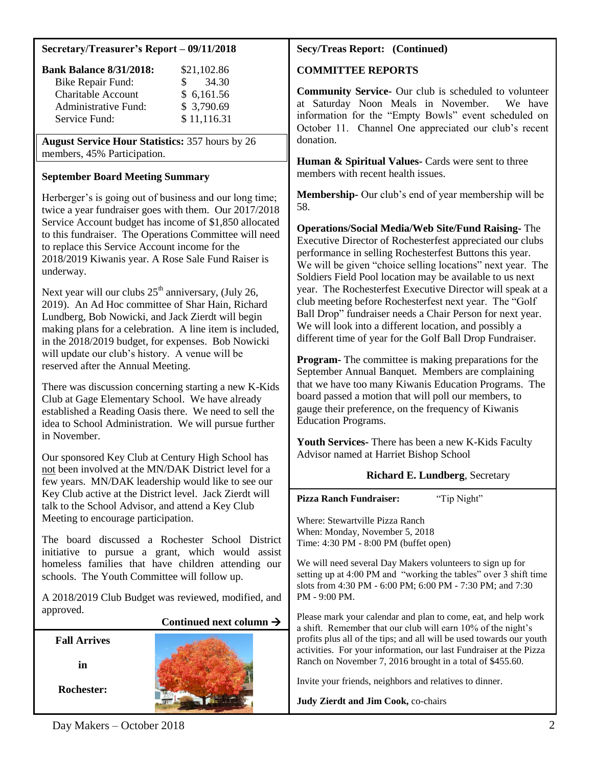## Secretary/Treasurer's Report – 09/11/2018

| **Bank Balance 8/31/2018:** | $21,102.86 |
|---|---|
| Bike Repair Fund: | $ 34.30 |
| Charitable Account | $ 6,161.56 |
| Administrative Fund: | $ 3,790.69 |
| Service Fund: | $ 11,116.31 |

**August Service Hour Statistics:** 357 hours by 26 members, 45% Participation.

### September Board Meeting Summary

Herberger's is going out of business and our long time; twice a year fundraiser goes with them. Our 2017/2018 Service Account budget has income of $1,850 allocated to this fundraiser. The Operations Committee will need to replace this Service Account income for the 2018/2019 Kiwanis year. A Rose Sale Fund Raiser is underway.

Next year will our clubs 25th anniversary, (July 26, 2019). An Ad Hoc committee of Shar Hain, Richard Lundberg, Bob Nowicki, and Jack Zierdt will begin making plans for a celebration. A line item is included, in the 2018/2019 budget, for expenses. Bob Nowicki will update our club's history. A venue will be reserved after the Annual Meeting.

There was discussion concerning starting a new K-Kids Club at Gage Elementary School. We have already established a Reading Oasis there. We need to sell the idea to School Administration. We will pursue further in November.

Our sponsored Key Club at Century High School has not been involved at the MN/DAK District level for a few years. MN/DAK leadership would like to see our Key Club active at the District level. Jack Zierdt will talk to the School Advisor, and attend a Key Club Meeting to encourage participation.

The board discussed a Rochester School District initiative to pursue a grant, which would assist homeless families that have children attending our schools. The Youth Committee will follow up.

A 2018/2019 Club Budget was reviewed, modified, and approved.

**Continued next column →**

**Fall Arrives in Rochester:**

### Secy/Treas Report: (Continued)

### COMMITTEE REPORTS

**Community Service-** Our club is scheduled to volunteer at Saturday Noon Meals in November. We have information for the "Empty Bowls" event scheduled on October 11. Channel One appreciated our club's recent donation.

**Human & Spiritual Values-** Cards were sent to three members with recent health issues.

**Membership-** Our club's end of year membership will be 58.

**Operations/Social Media/Web Site/Fund Raising-** The Executive Director of Rochesterfest appreciated our clubs performance in selling Rochesterfest Buttons this year. We will be given "choice selling locations" next year. The Soldiers Field Pool location may be available to us next year. The Rochesterfest Executive Director will speak at a club meeting before Rochesterfest next year. The "Golf Ball Drop" fundraiser needs a Chair Person for next year. We will look into a different location, and possibly a different time of year for the Golf Ball Drop Fundraiser.

**Program-** The committee is making preparations for the September Annual Banquet. Members are complaining that we have too many Kiwanis Education Programs. The board passed a motion that will poll our members, to gauge their preference, on the frequency of Kiwanis Education Programs.

**Youth Services-** There has been a new K-Kids Faculty Advisor named at Harriet Bishop School

**Richard E. Lundberg**, Secretary

### Pizza Ranch Fundraiser: "Tip Night"

Where: Stewartville Pizza Ranch
When: Monday, November 5, 2018
Time: 4:30 PM - 8:00 PM (buffet open)

We will need several Day Makers volunteers to sign up for setting up at 4:00 PM and "working the tables" over 3 shift time slots from 4:30 PM - 6:00 PM; 6:00 PM - 7:30 PM; and 7:30 PM - 9:00 PM.

Please mark your calendar and plan to come, eat, and help work a shift. Remember that our club will earn 10% of the night's profits plus all of the tips; and all will be used towards our youth activities. For your information, our last Fundraiser at the Pizza Ranch on November 7, 2016 brought in a total of $455.60.

Invite your friends, neighbors and relatives to dinner.

**Judy Zierdt and Jim Cook,** co-chairs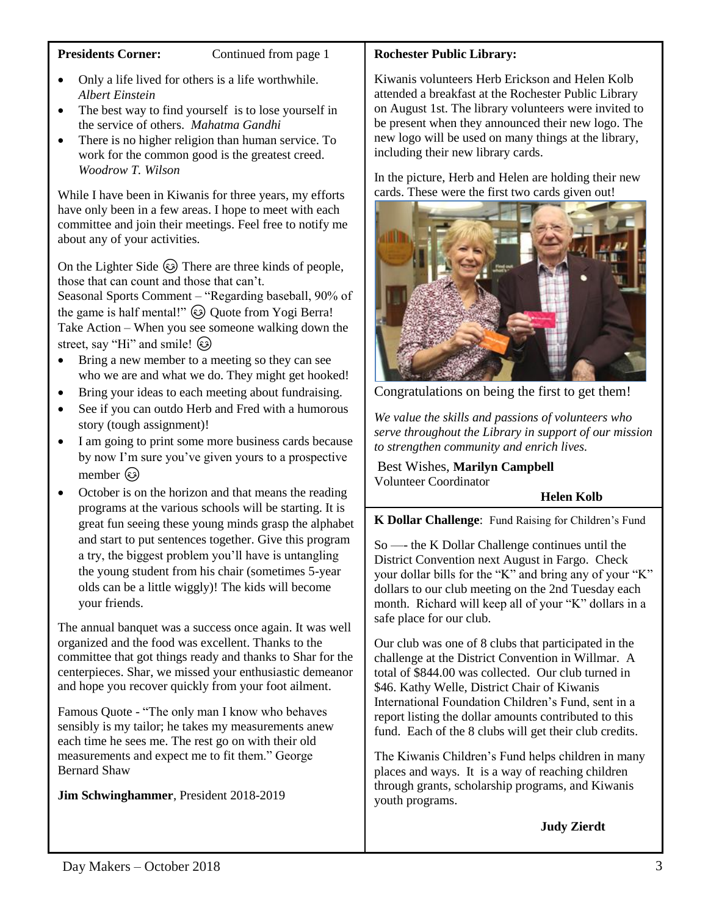**Presidents Corner:** Continued from page 1

- Only a life lived for others is a life worthwhile. *Albert Einstein*
- The best way to find yourself is to lose yourself in the service of others. *Mahatma Gandhi*
- There is no higher religion than human service. To work for the common good is the greatest creed. *Woodrow T. Wilson*

While I have been in Kiwanis for three years, my efforts have only been in a few areas. I hope to meet with each committee and join their meetings. Feel free to notify me about any of your activities.

On the Lighter Side 😊 There are three kinds of people, those that can count and those that can't.
Seasonal Sports Comment – "Regarding baseball, 90% of the game is half mental!" 😊 Quote from Yogi Berra!
Take Action – When you see someone walking down the street, say "Hi" and smile! 😊

- Bring a new member to a meeting so they can see who we are and what we do. They might get hooked!
- Bring your ideas to each meeting about fundraising.
- See if you can outdo Herb and Fred with a humorous story (tough assignment)!
- I am going to print some more business cards because by now I'm sure you've given yours to a prospective member 😊
- October is on the horizon and that means the reading programs at the various schools will be starting. It is great fun seeing these young minds grasp the alphabet and start to put sentences together. Give this program a try, the biggest problem you'll have is untangling the young student from his chair (sometimes 5-year olds can be a little wiggly)! The kids will become your friends.

The annual banquet was a success once again. It was well organized and the food was excellent. Thanks to the committee that got things ready and thanks to Shar for the centerpieces. Shar, we missed your enthusiastic demeanor and hope you recover quickly from your foot ailment.

Famous Quote - "The only man I know who behaves sensibly is my tailor; he takes my measurements anew each time he sees me. The rest go on with their old measurements and expect me to fit them." George Bernard Shaw

**Jim Schwinghammer**, President 2018-2019

**Rochester Public Library:**

Kiwanis volunteers Herb Erickson and Helen Kolb attended a breakfast at the Rochester Public Library on August 1st. The library volunteers were invited to be present when they announced their new logo. The new logo will be used on many things at the library, including their new library cards.

In the picture, Herb and Helen are holding their new cards. These were the first two cards given out!

Congratulations on being the first to get them!

*We value the skills and passions of volunteers who serve throughout the Library in support of our mission to strengthen community and enrich lives.*

Best Wishes, **Marilyn Campbell**
Volunteer Coordinator

**Helen Kolb**

**K Dollar Challenge**: Fund Raising for Children's Fund

So —- the K Dollar Challenge continues until the District Convention next August in Fargo. Check your dollar bills for the "K" and bring any of your "K" dollars to our club meeting on the 2nd Tuesday each month. Richard will keep all of your "K" dollars in a safe place for our club.

Our club was one of 8 clubs that participated in the challenge at the District Convention in Willmar. A total of $844.00 was collected. Our club turned in $46. Kathy Welle, District Chair of Kiwanis International Foundation Children's Fund, sent in a report listing the dollar amounts contributed to this fund. Each of the 8 clubs will get their club credits.

The Kiwanis Children's Fund helps children in many places and ways. It is a way of reaching children through grants, scholarship programs, and Kiwanis youth programs.

**Judy Zierdt**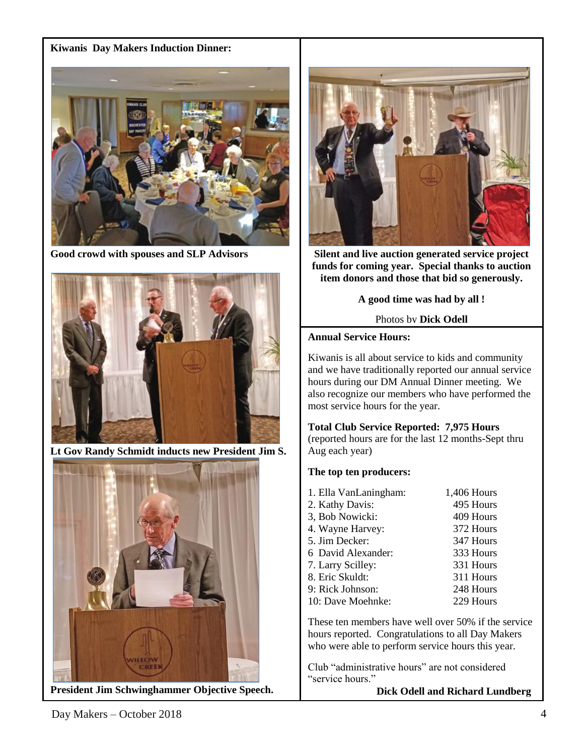**Kiwanis Day Makers Induction Dinner:**

Good crowd with spouses and SLP Advisors

Lt Gov Randy Schmidt inducts new President Jim S.

President Jim Schwinghammer Objective Speech.

**Silent and live auction generated service project funds for coming year. Special thanks to auction item donors and those that bid so generously.**

**A good time was had by all !**

Photos by **Dick Odell**

**Annual Service Hours:**

Kiwanis is all about service to kids and community and we have traditionally reported our annual service hours during our DM Annual Dinner meeting. We also recognize our members who have performed the most service hours for the year.

**Total Club Service Reported: 7,975 Hours**
(reported hours are for the last 12 months-Sept thru Aug each year)

**The top ten producers:**

| | |
|---|---|
| 1. Ella VanLaningham: | 1,406 Hours |
| 2. Kathy Davis: | 495 Hours |
| 3, Bob Nowicki: | 409 Hours |
| 4. Wayne Harvey: | 372 Hours |
| 5. Jim Decker: | 347 Hours |
| 6 David Alexander: | 333 Hours |
| 7. Larry Scilley: | 331 Hours |
| 8. Eric Skuldt: | 311 Hours |
| 9: Rick Johnson: | 248 Hours |
| 10: Dave Moehnke: | 229 Hours |

These ten members have well over 50% if the service hours reported. Congratulations to all Day Makers who were able to perform service hours this year.

Club "administrative hours" are not considered "service hours."

**Dick Odell and Richard Lundberg**